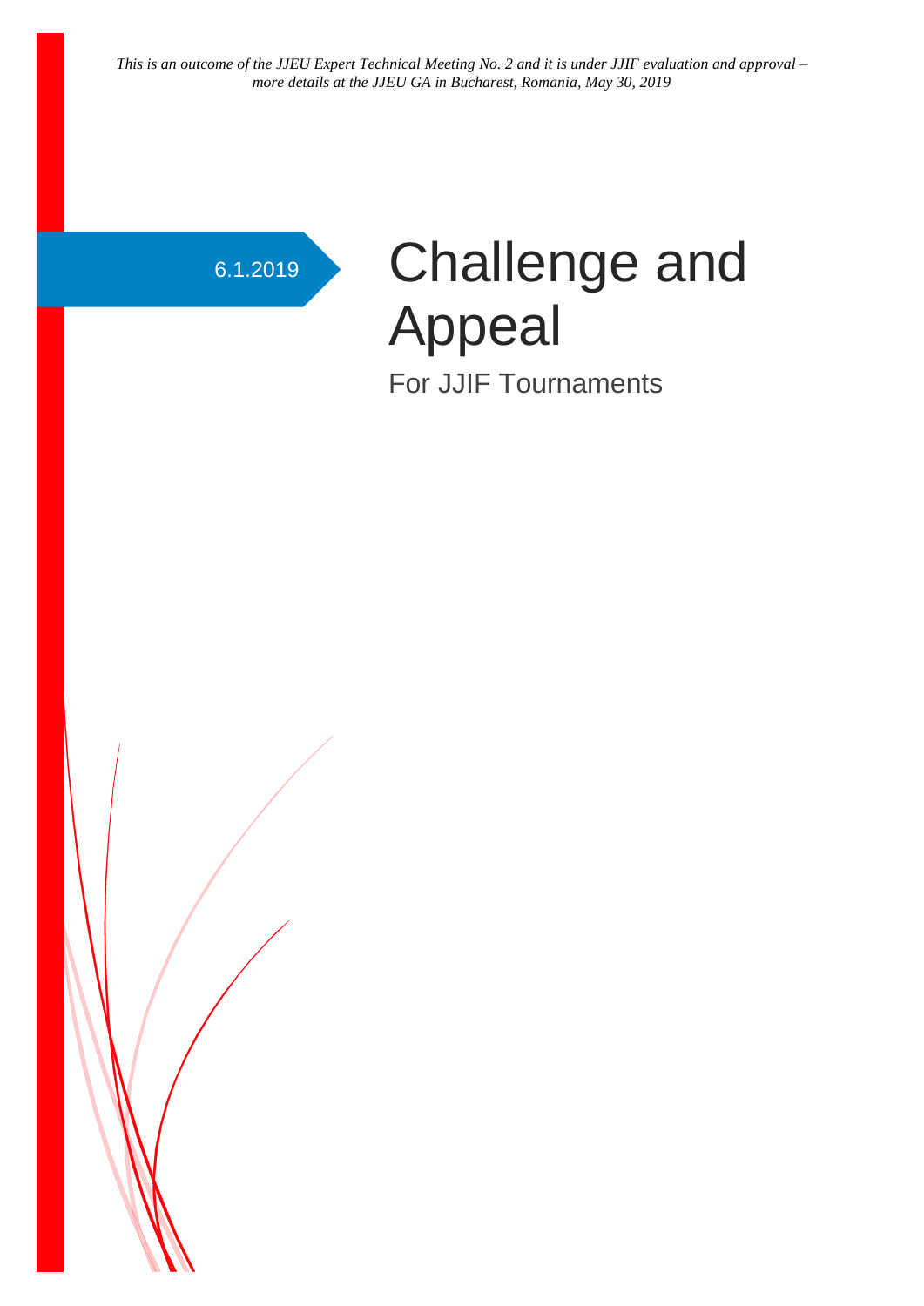*This is an outcome of the JJEU Expert Technical Meeting No. 2 and it is under JJIF evaluation and approval – more details at the JJEU GA in Bucharest, Romania, May 30, 2019*

6.1.2019

# Challenge and Appeal

For JJIF Tournaments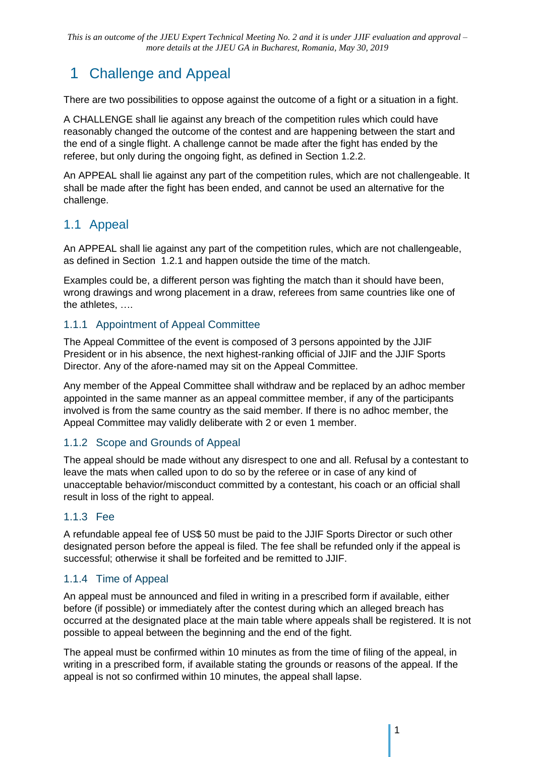*This is an outcome of the JJEU Expert Technical Meeting No. 2 and it is under JJIF evaluation and approval – more details at the JJEU GA in Bucharest, Romania, May 30, 2019*

# 1 Challenge and Appeal

There are two possibilities to oppose against the outcome of a fight or a situation in a fight.

A CHALLENGE shall lie against any breach of the competition rules which could have reasonably changed the outcome of the contest and are happening between the start and the end of a single flight. A challenge cannot be made after the fight has ended by the referee, but only during the ongoing fight, as defined in Section 1.2.2.

An APPEAL shall lie against any part of the competition rules, which are not challengeable. It shall be made after the fight has been ended, and cannot be used an alternative for the challenge.

## 1.1 Appeal

An APPEAL shall lie against any part of the competition rules, which are not challengeable, as defined in Section 1.2.1 and happen outside the time of the match.

Examples could be, a different person was fighting the match than it should have been, wrong drawings and wrong placement in a draw, referees from same countries like one of the athletes, ….

### 1.1.1 Appointment of Appeal Committee

The Appeal Committee of the event is composed of 3 persons appointed by the JJIF President or in his absence, the next highest-ranking official of JJIF and the JJIF Sports Director. Any of the afore-named may sit on the Appeal Committee.

Any member of the Appeal Committee shall withdraw and be replaced by an adhoc member appointed in the same manner as an appeal committee member, if any of the participants involved is from the same country as the said member. If there is no adhoc member, the Appeal Committee may validly deliberate with 2 or even 1 member.

### 1.1.2 Scope and Grounds of Appeal

The appeal should be made without any disrespect to one and all. Refusal by a contestant to leave the mats when called upon to do so by the referee or in case of any kind of unacceptable behavior/misconduct committed by a contestant, his coach or an official shall result in loss of the right to appeal.

### 1.1.3 Fee

A refundable appeal fee of US$ 50 must be paid to the JJIF Sports Director or such other designated person before the appeal is filed. The fee shall be refunded only if the appeal is successful; otherwise it shall be forfeited and be remitted to JJIF.

### 1.1.4 Time of Appeal

An appeal must be announced and filed in writing in a prescribed form if available, either before (if possible) or immediately after the contest during which an alleged breach has occurred at the designated place at the main table where appeals shall be registered. It is not possible to appeal between the beginning and the end of the fight.

The appeal must be confirmed within 10 minutes as from the time of filing of the appeal, in writing in a prescribed form, if available stating the grounds or reasons of the appeal. If the appeal is not so confirmed within 10 minutes, the appeal shall lapse.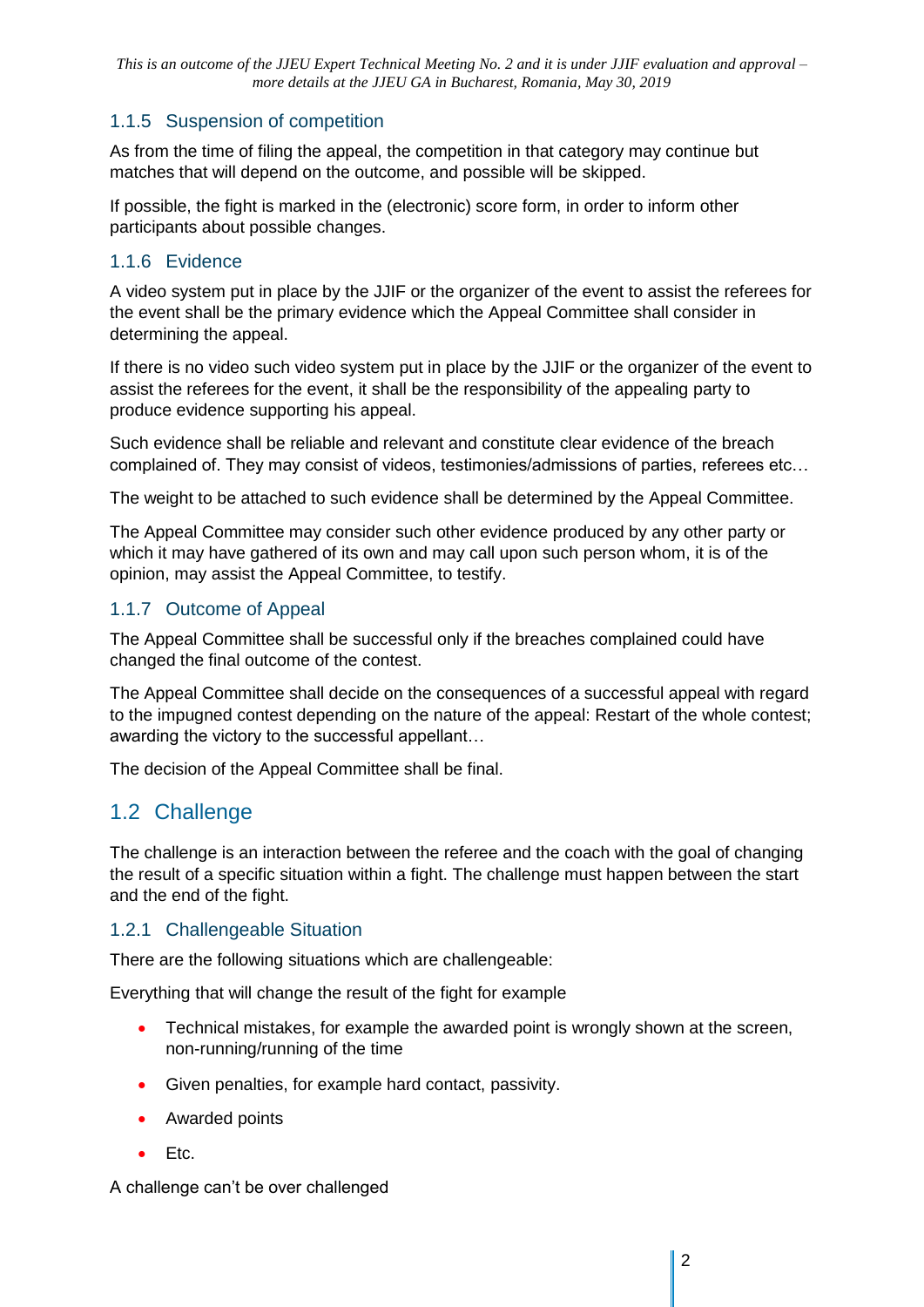### 1.1.5 Suspension of competition

As from the time of filing the appeal, the competition in that category may continue but matches that will depend on the outcome, and possible will be skipped.

If possible, the fight is marked in the (electronic) score form, in order to inform other participants about possible changes.

### 1.1.6 Evidence

A video system put in place by the JJIF or the organizer of the event to assist the referees for the event shall be the primary evidence which the Appeal Committee shall consider in determining the appeal.

If there is no video such video system put in place by the JJIF or the organizer of the event to assist the referees for the event, it shall be the responsibility of the appealing party to produce evidence supporting his appeal.

Such evidence shall be reliable and relevant and constitute clear evidence of the breach complained of. They may consist of videos, testimonies/admissions of parties, referees etc…

The weight to be attached to such evidence shall be determined by the Appeal Committee.

The Appeal Committee may consider such other evidence produced by any other party or which it may have gathered of its own and may call upon such person whom, it is of the opinion, may assist the Appeal Committee, to testify.

### 1.1.7 Outcome of Appeal

The Appeal Committee shall be successful only if the breaches complained could have changed the final outcome of the contest.

The Appeal Committee shall decide on the consequences of a successful appeal with regard to the impugned contest depending on the nature of the appeal: Restart of the whole contest; awarding the victory to the successful appellant…

The decision of the Appeal Committee shall be final.

## 1.2 Challenge

The challenge is an interaction between the referee and the coach with the goal of changing the result of a specific situation within a fight. The challenge must happen between the start and the end of the fight.

### 1.2.1 Challengeable Situation

There are the following situations which are challengeable:

Everything that will change the result of the fight for example

- Technical mistakes, for example the awarded point is wrongly shown at the screen, non-running/running of the time
- Given penalties, for example hard contact, passivity.
- Awarded points
- Etc.

A challenge can't be over challenged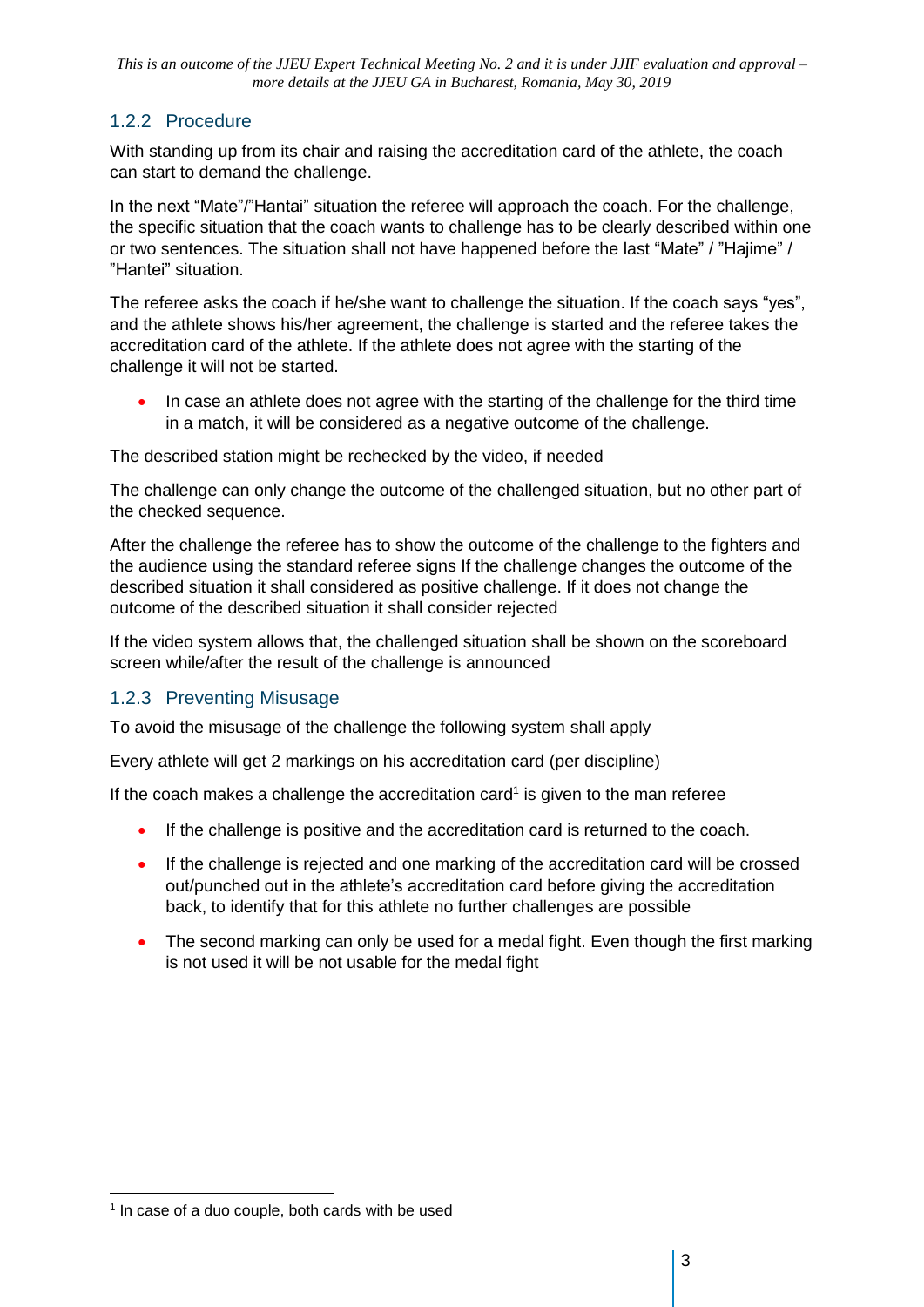### 1.2.2 Procedure

With standing up from its chair and raising the accreditation card of the athlete, the coach can start to demand the challenge.

In the next "Mate"/"Hantai" situation the referee will approach the coach. For the challenge, the specific situation that the coach wants to challenge has to be clearly described within one or two sentences. The situation shall not have happened before the last "Mate" / "Hajime" / "Hantei" situation.

The referee asks the coach if he/she want to challenge the situation. If the coach says "yes", and the athlete shows his/her agreement, the challenge is started and the referee takes the accreditation card of the athlete. If the athlete does not agree with the starting of the challenge it will not be started.

- In case an athlete does not agree with the starting of the challenge for the third time in a match, it will be considered as a negative outcome of the challenge.

The described station might be rechecked by the video, if needed

The challenge can only change the outcome of the challenged situation, but no other part of the checked sequence.

After the challenge the referee has to show the outcome of the challenge to the fighters and the audience using the standard referee signs If the challenge changes the outcome of the described situation it shall considered as positive challenge. If it does not change the outcome of the described situation it shall consider rejected

If the video system allows that, the challenged situation shall be shown on the scoreboard screen while/after the result of the challenge is announced

### 1.2.3 Preventing Misusage

To avoid the misusage of the challenge the following system shall apply

Every athlete will get 2 markings on his accreditation card (per discipline)

If the coach makes a challenge the accreditation card[1] is given to the man referee

- If the challenge is positive and the accreditation card is returned to the coach.
- If the challenge is rejected and one marking of the accreditation card will be crossed out/punched out in the athlete's accreditation card before giving the accreditation back, to identify that for this athlete no further challenges are possible
- The second marking can only be used for a medal fight. Even though the first marking is not used it will be not usable for the medal fight

[1] In case of a duo couple, both cards with be used